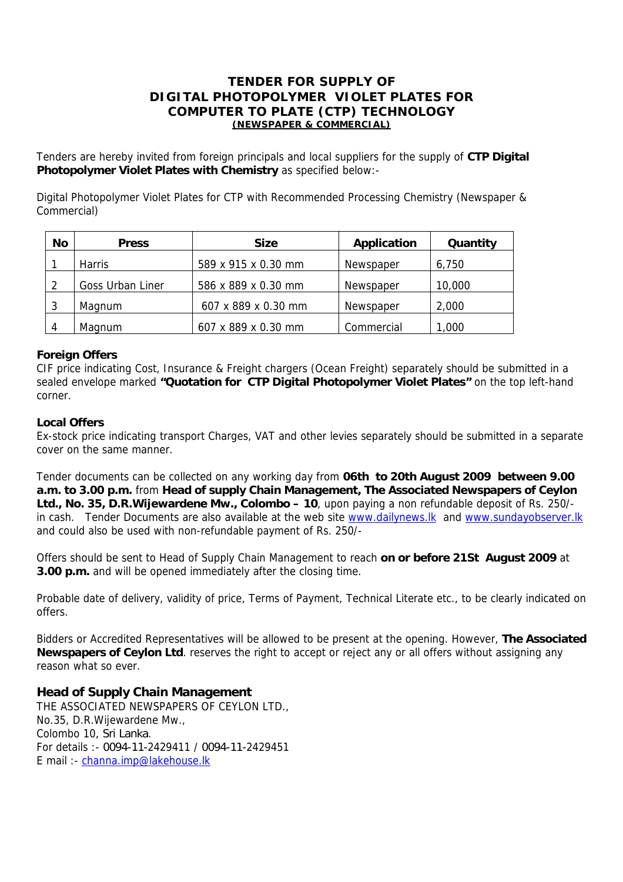# TENDER FOR SUPPLY OF DIGITAL PHOTOPOLYMER VIOLET PLATES FOR COMPUTER TO PLATE (CTP) TECHNOLOGY

**(NEWSPAPER & COMMERCIAL)**

Tenders are hereby invited from foreign principals and local suppliers for the supply of **CTP Digital Photopolymer Violet Plates with Chemistry** as specified below:-

Digital Photopolymer Violet Plates for CTP with Recommended Processing Chemistry (Newspaper & Commercial)

| No | Press | Size | Application | Quantity |
|---|---|---|---|---|
| 1 | Harris | 589 x 915 x 0.30 mm | Newspaper | 6,750 |
| 2 | Goss Urban Liner | 586 x 889 x 0.30 mm | Newspaper | 10,000 |
| 3 | Magnum | 607 x 889 x 0.30 mm | Newspaper | 2,000 |
| 4 | Magnum | 607 x 889 x 0.30 mm | Commercial | 1,000 |

**Foreign Offers**

CIF price indicating Cost, Insurance & Freight chargers (Ocean Freight) separately should be submitted in a sealed envelope marked **"Quotation for CTP Digital Photopolymer Violet Plates"** on the top left-hand corner.

**Local Offers**

Ex-stock price indicating transport Charges, VAT and other levies separately should be submitted in a separate cover on the same manner.

Tender documents can be collected on any working day from **06th to 20th August 2009 between 9.00 a.m. to 3.00 p.m.** from **Head of supply Chain Management, The Associated Newspapers of Ceylon Ltd., No. 35, D.R.Wijewardene Mw., Colombo – 10**, upon paying a non refundable deposit of Rs. 250/- in cash. Tender Documents are also available at the web site www.dailynews.lk and www.sundayobserver.lk and could also be used with non-refundable payment of Rs. 250/-

Offers should be sent to Head of Supply Chain Management to reach **on or before 21St August 2009** at **3.00 p.m.** and will be opened immediately after the closing time.

Probable date of delivery, validity of price, Terms of Payment, Technical Literate etc., to be clearly indicated on offers.

Bidders or Accredited Representatives will be allowed to be present at the opening. However, **The Associated Newspapers of Ceylon Ltd**. reserves the right to accept or reject any or all offers without assigning any reason what so ever.

## Head of Supply Chain Management

THE ASSOCIATED NEWSPAPERS OF CEYLON LTD.,
No.35, D.R.Wijewardene Mw.,
Colombo 10, Sri Lanka.
For details :- 0094-11-2429411 / 0094-11-2429451
E mail :- channa.imp@lakehouse.lk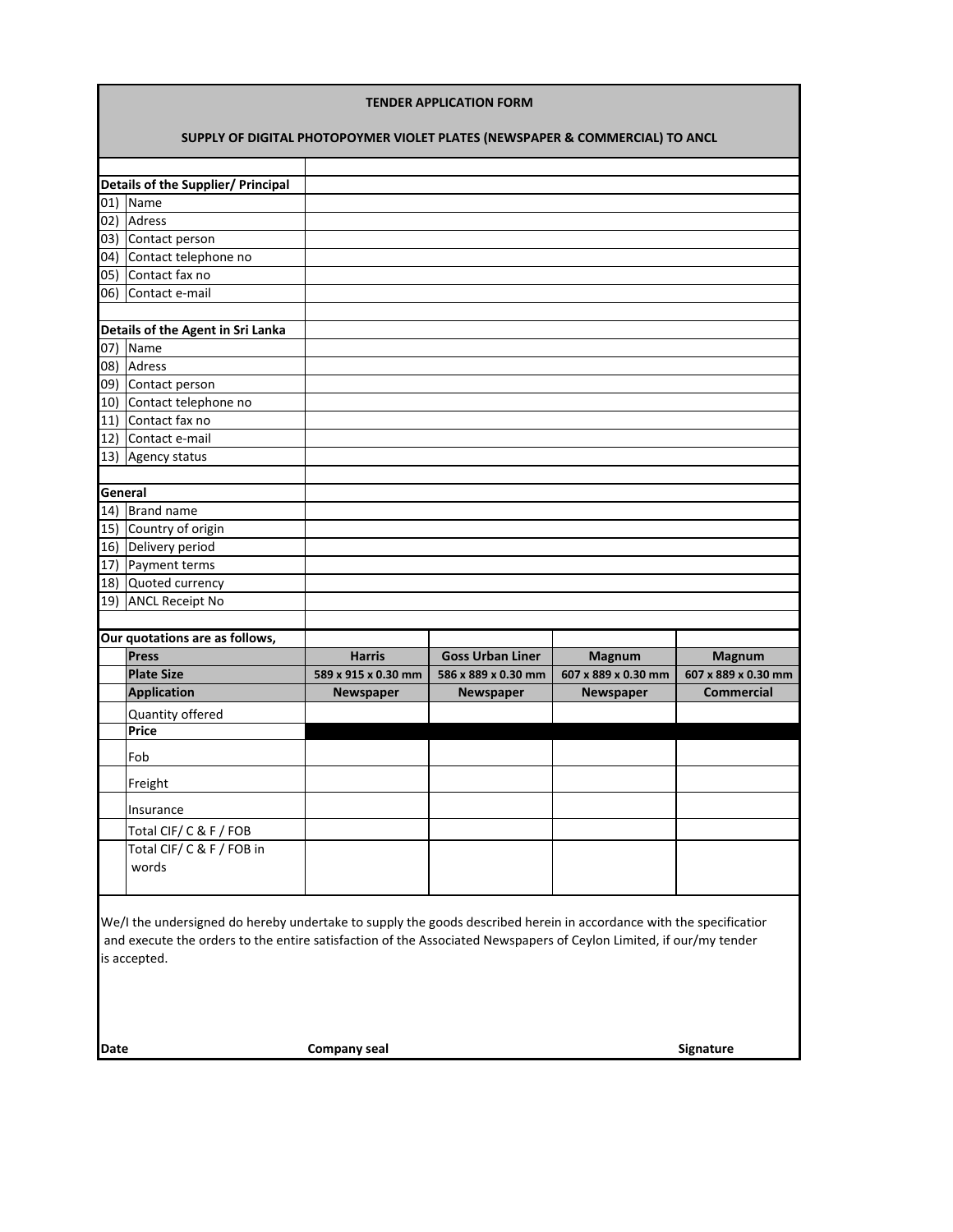**TENDER APPLICATION FORM**

**SUPPLY OF DIGITAL PHOTOPOYMER VIOLET PLATES (NEWSPAPER & COMMERCIAL) TO ANCL**

| | | |
|---|---|---|
| **Details of the Supplier/ Principal** | | |
| 01) | Name | |
| 02) | Adress | |
| 03) | Contact person | |
| 04) | Contact telephone no | |
| 05) | Contact fax no | |
| 06) | Contact e-mail | |
| | | |
| **Details of the Agent in Sri Lanka** | | |
| 07) | Name | |
| 08) | Adress | |
| 09) | Contact person | |
| 10) | Contact telephone no | |
| 11) | Contact fax no | |
| 12) | Contact e-mail | |
| 13) | Agency status | |
| | | |
| **General** | | |
| 14) | Brand name | |
| 15) | Country of origin | |
| 16) | Delivery period | |
| 17) | Payment terms | |
| 18) | Quoted currency | |
| 19) | ANCL Receipt No | |

**Our quotations are as follows,**

| | | | | | |
|---|---|---|---|---|---|
| | **Press** | **Harris** | **Goss Urban Liner** | **Magnum** | **Magnum** |
| | **Plate Size** | **589 x 915 x 0.30 mm** | **586 x 889 x 0.30 mm** | **607 x 889 x 0.30 mm** | **607 x 889 x 0.30 mm** |
| | **Application** | **Newspaper** | **Newspaper** | **Newspaper** | **Commercial** |
| | Quantity offered | | | | |
| | **Price** | | | | |
| | Fob | | | | |
| | Freight | | | | |
| | Insurance | | | | |
| | Total CIF/ C & F / FOB | | | | |
| | Total CIF/ C & F / FOB in words | | | | |

We/I the undersigned do hereby undertake to supply the goods described herein in accordance with the specificatior and execute the orders to the entire satisfaction of the Associated Newspapers of Ceylon Limited, if our/my tender is accepted.

**Date** **Company seal** **Signature**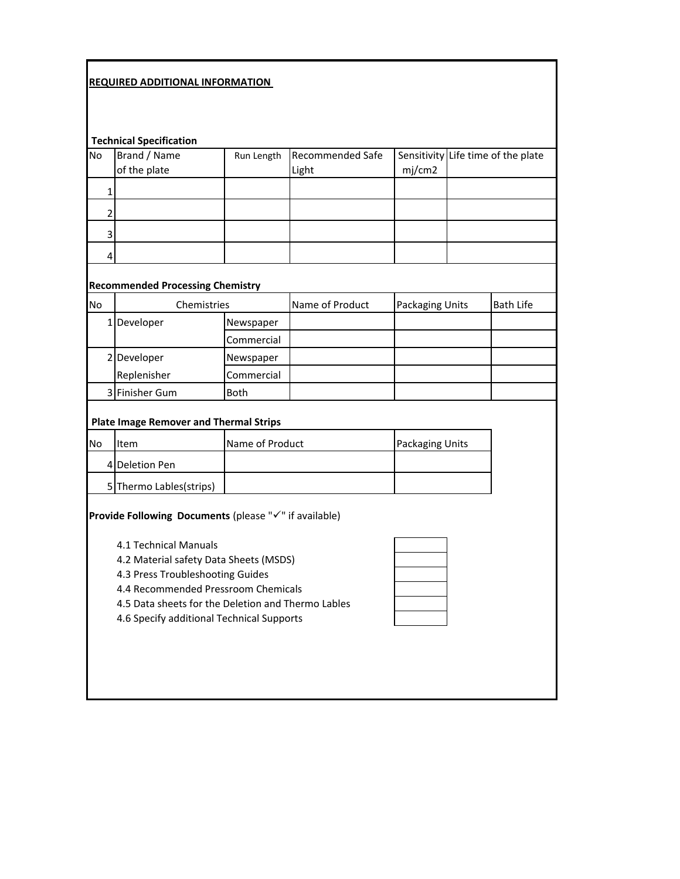**REQUIRED ADDITIONAL INFORMATION**

**Technical Specification**

| No | Brand / Name of the plate | Run Length | Recommended Safe Light | Sensitivity mj/cm2 | Life time of the plate |
|---|---|---|---|---|---|
| 1 | | | | | |
| 2 | | | | | |
| 3 | | | | | |
| 4 | | | | | |

**Recommended Processing Chemistry**

| No | Chemistries | | Name of Product | Packaging Units | Bath Life |
|---|---|---|---|---|---|
| 1 | Developer | Newspaper | | | |
| | | Commercial | | | |
| 2 | Developer Replenisher | Newspaper | | | |
| | | Commercial | | | |
| 3 | Finisher Gum | Both | | | |

**Plate Image Remover and Thermal Strips**

| No | Item | Name of Product | Packaging Units |
|---|---|---|---|
| 4 | Deletion Pen | | |
| 5 | Thermo Lables(strips) | | |

**Provide Following Documents** (please "✓" if available)

| | |
|---|---|
| 4.1 Technical Manuals | |
| 4.2 Material safety Data Sheets (MSDS) | |
| 4.3 Press Troubleshooting Guides | |
| 4.4 Recommended Pressroom Chemicals | |
| 4.5 Data sheets for the Deletion and Thermo Lables | |
| 4.6 Specify additional Technical Supports | |